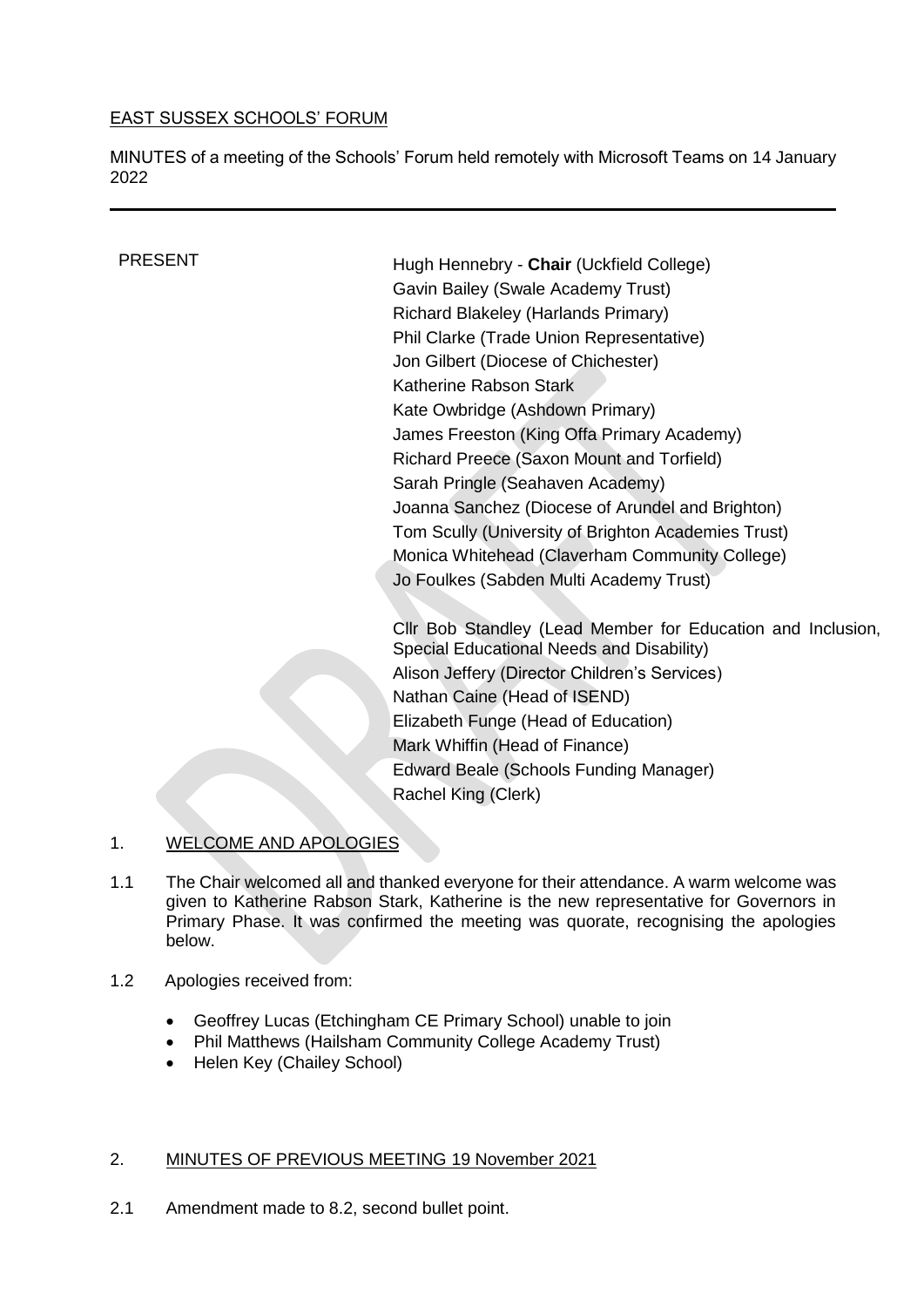EAST SUSSEX SCHOOLS' FORUM

MINUTES of a meeting of the Schools' Forum held remotely with Microsoft Teams on 14 January 2022

---

PRESENT

Hugh Hennebry - **Chair** (Uckfield College)
Gavin Bailey (Swale Academy Trust)
Richard Blakeley (Harlands Primary)
Phil Clarke (Trade Union Representative)
Jon Gilbert (Diocese of Chichester)
Katherine Rabson Stark
Kate Owbridge (Ashdown Primary)
James Freeston (King Offa Primary Academy)
Richard Preece (Saxon Mount and Torfield)
Sarah Pringle (Seahaven Academy)
Joanna Sanchez (Diocese of Arundel and Brighton)
Tom Scully (University of Brighton Academies Trust)
Monica Whitehead (Claverham Community College)
Jo Foulkes (Sabden Multi Academy Trust)

Cllr Bob Standley (Lead Member for Education and Inclusion, Special Educational Needs and Disability)
Alison Jeffery (Director Children's Services)
Nathan Caine (Head of ISEND)
Elizabeth Funge (Head of Education)
Mark Whiffin (Head of Finance)
Edward Beale (Schools Funding Manager)
Rachel King (Clerk)

1. WELCOME AND APOLOGIES

1.1 The Chair welcomed all and thanked everyone for their attendance. A warm welcome was given to Katherine Rabson Stark, Katherine is the new representative for Governors in Primary Phase. It was confirmed the meeting was quorate, recognising the apologies below.

1.2 Apologies received from:

- Geoffrey Lucas (Etchingham CE Primary School) unable to join
- Phil Matthews (Hailsham Community College Academy Trust)
- Helen Key (Chailey School)

2. MINUTES OF PREVIOUS MEETING 19 November 2021

2.1 Amendment made to 8.2, second bullet point.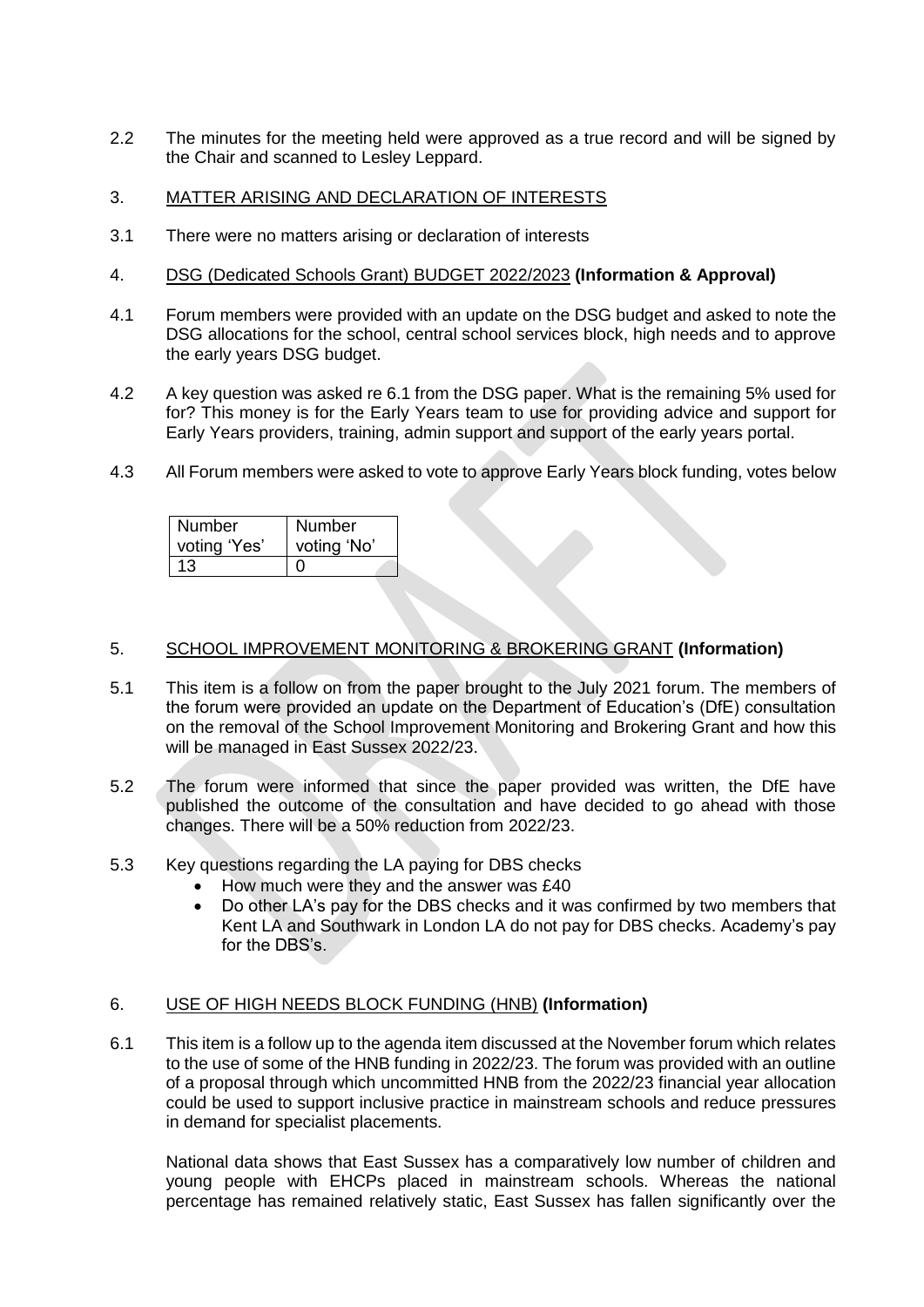2.2 The minutes for the meeting held were approved as a true record and will be signed by the Chair and scanned to Lesley Leppard.

3. MATTER ARISING AND DECLARATION OF INTERESTS

3.1 There were no matters arising or declaration of interests

4. DSG (Dedicated Schools Grant) BUDGET 2022/2023 **(Information & Approval)**

4.1 Forum members were provided with an update on the DSG budget and asked to note the DSG allocations for the school, central school services block, high needs and to approve the early years DSG budget.

4.2 A key question was asked re 6.1 from the DSG paper. What is the remaining 5% used for for? This money is for the Early Years team to use for providing advice and support for Early Years providers, training, admin support and support of the early years portal.

4.3 All Forum members were asked to vote to approve Early Years block funding, votes below

| Number voting 'Yes' | Number voting 'No' |
|---|---|
| 13 | 0 |

5. SCHOOL IMPROVEMENT MONITORING & BROKERING GRANT **(Information)**

5.1 This item is a follow on from the paper brought to the July 2021 forum. The members of the forum were provided an update on the Department of Education's (DfE) consultation on the removal of the School Improvement Monitoring and Brokering Grant and how this will be managed in East Sussex 2022/23.

5.2 The forum were informed that since the paper provided was written, the DfE have published the outcome of the consultation and have decided to go ahead with those changes. There will be a 50% reduction from 2022/23.

5.3 Key questions regarding the LA paying for DBS checks

- How much were they and the answer was £40
- Do other LA's pay for the DBS checks and it was confirmed by two members that Kent LA and Southwark in London LA do not pay for DBS checks. Academy's pay for the DBS's.

6. USE OF HIGH NEEDS BLOCK FUNDING (HNB) **(Information)**

6.1 This item is a follow up to the agenda item discussed at the November forum which relates to the use of some of the HNB funding in 2022/23. The forum was provided with an outline of a proposal through which uncommitted HNB from the 2022/23 financial year allocation could be used to support inclusive practice in mainstream schools and reduce pressures in demand for specialist placements.

National data shows that East Sussex has a comparatively low number of children and young people with EHCPs placed in mainstream schools. Whereas the national percentage has remained relatively static, East Sussex has fallen significantly over the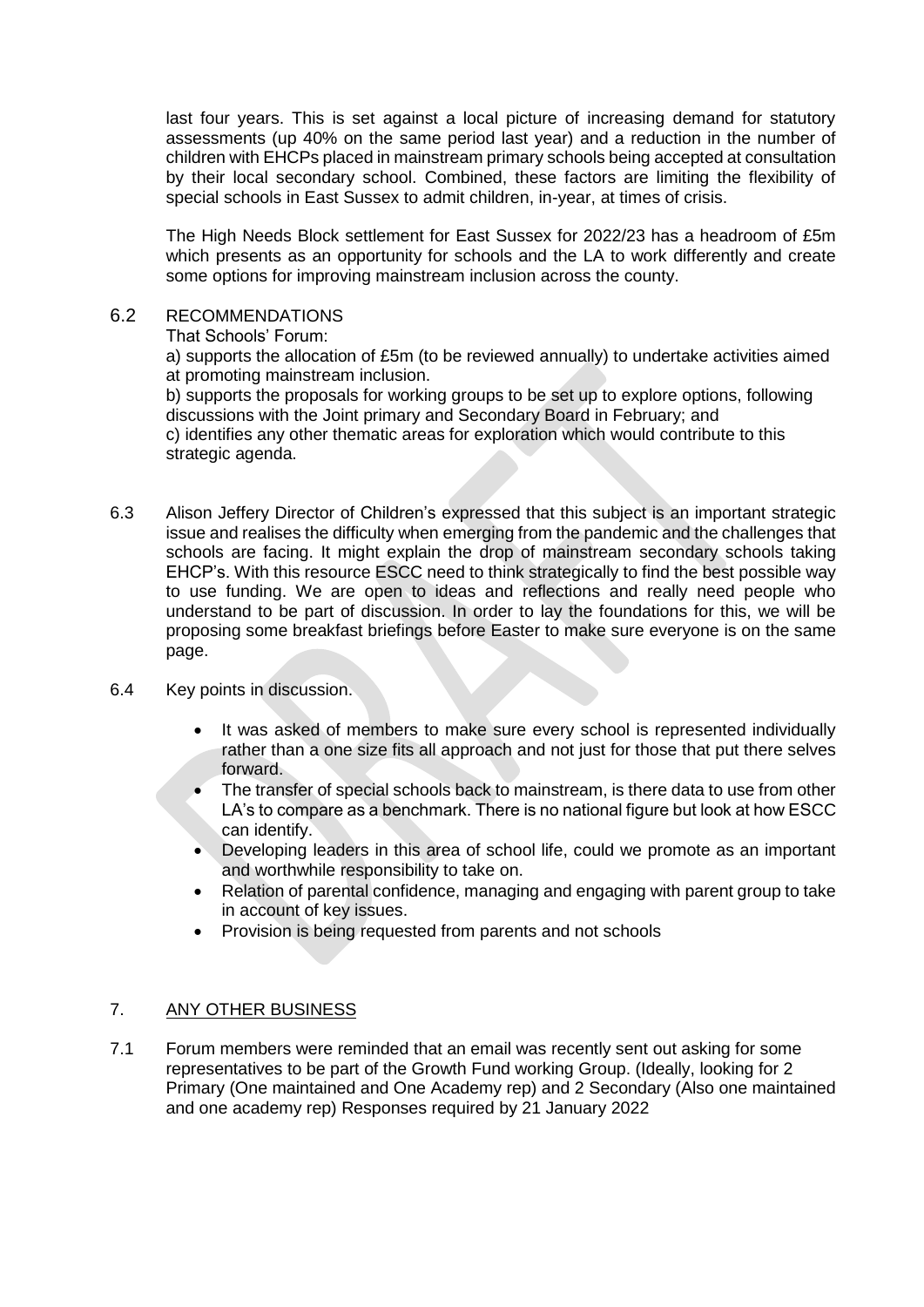last four years. This is set against a local picture of increasing demand for statutory assessments (up 40% on the same period last year) and a reduction in the number of children with EHCPs placed in mainstream primary schools being accepted at consultation by their local secondary school. Combined, these factors are limiting the flexibility of special schools in East Sussex to admit children, in-year, at times of crisis.

The High Needs Block settlement for East Sussex for 2022/23 has a headroom of £5m which presents as an opportunity for schools and the LA to work differently and create some options for improving mainstream inclusion across the county.

6.2 RECOMMENDATIONS

That Schools' Forum:

a) supports the allocation of £5m (to be reviewed annually) to undertake activities aimed at promoting mainstream inclusion.

b) supports the proposals for working groups to be set up to explore options, following discussions with the Joint primary and Secondary Board in February; and

c) identifies any other thematic areas for exploration which would contribute to this strategic agenda.

6.3 Alison Jeffery Director of Children's expressed that this subject is an important strategic issue and realises the difficulty when emerging from the pandemic and the challenges that schools are facing. It might explain the drop of mainstream secondary schools taking EHCP's. With this resource ESCC need to think strategically to find the best possible way to use funding. We are open to ideas and reflections and really need people who understand to be part of discussion. In order to lay the foundations for this, we will be proposing some breakfast briefings before Easter to make sure everyone is on the same page.

6.4 Key points in discussion.

- It was asked of members to make sure every school is represented individually rather than a one size fits all approach and not just for those that put there selves forward.
- The transfer of special schools back to mainstream, is there data to use from other LA's to compare as a benchmark. There is no national figure but look at how ESCC can identify.
- Developing leaders in this area of school life, could we promote as an important and worthwhile responsibility to take on.
- Relation of parental confidence, managing and engaging with parent group to take in account of key issues.
- Provision is being requested from parents and not schools

## 7. ANY OTHER BUSINESS

7.1 Forum members were reminded that an email was recently sent out asking for some representatives to be part of the Growth Fund working Group. (Ideally, looking for 2 Primary (One maintained and One Academy rep) and 2 Secondary (Also one maintained and one academy rep) Responses required by 21 January 2022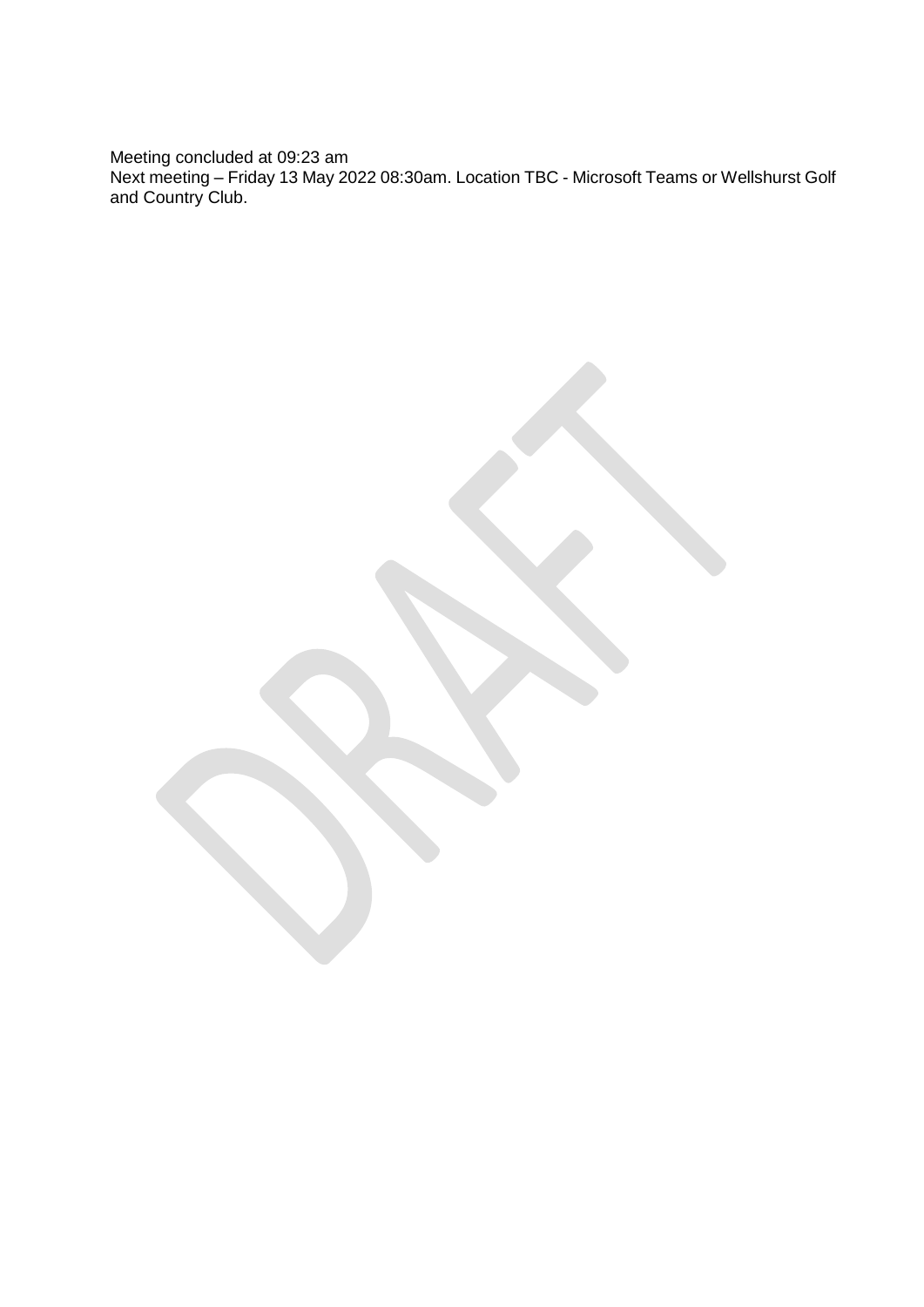Meeting concluded at 09:23 am
Next meeting – Friday 13 May 2022 08:30am. Location TBC - Microsoft Teams or Wellshurst Golf and Country Club.